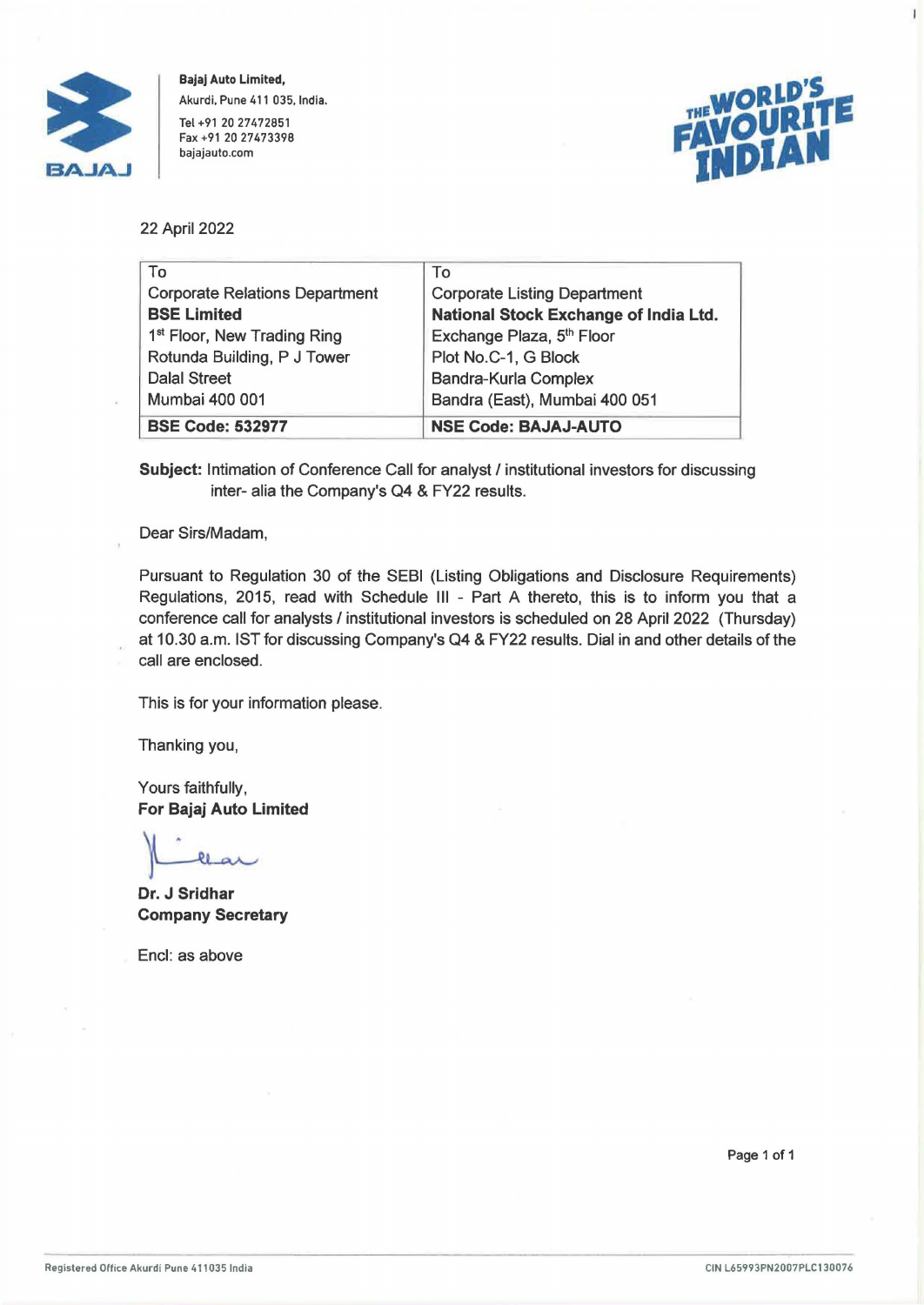**Bajaj Auto Limited,**
Akurdi, Pune 411 035, India.
Tel +91 20 27472851
Fax +91 20 27473398
bajajauto.com

22 April 2022

| To<br>Corporate Relations Department<br>**BSE Limited**<br>1st Floor, New Trading Ring<br>Rotunda Building, P J Tower<br>Dalal Street<br>Mumbai 400 001 | To<br>Corporate Listing Department<br>**National Stock Exchange of India Ltd.**<br>Exchange Plaza, 5th Floor<br>Plot No.C-1, G Block<br>Bandra-Kurla Complex<br>Bandra (East), Mumbai 400 051 |
|---|---|
| **BSE Code: 532977** | **NSE Code: BAJAJ-AUTO** |

**Subject:** Intimation of Conference Call for analyst / institutional investors for discussing inter- alia the Company's Q4 & FY22 results.

Dear Sirs/Madam,

Pursuant to Regulation 30 of the SEBI (Listing Obligations and Disclosure Requirements) Regulations, 2015, read with Schedule III - Part A thereto, this is to inform you that a conference call for analysts / institutional investors is scheduled on 28 April 2022 (Thursday) at 10.30 a.m. IST for discussing Company's Q4 & FY22 results. Dial in and other details of the call are enclosed.

This is for your information please.

Thanking you,

Yours faithfully,
**For Bajaj Auto Limited**

**Dr. J Sridhar**
**Company Secretary**

Encl: as above

Registered Office Akurdi Pune 411035 India

CIN L65993PN2007PLC130076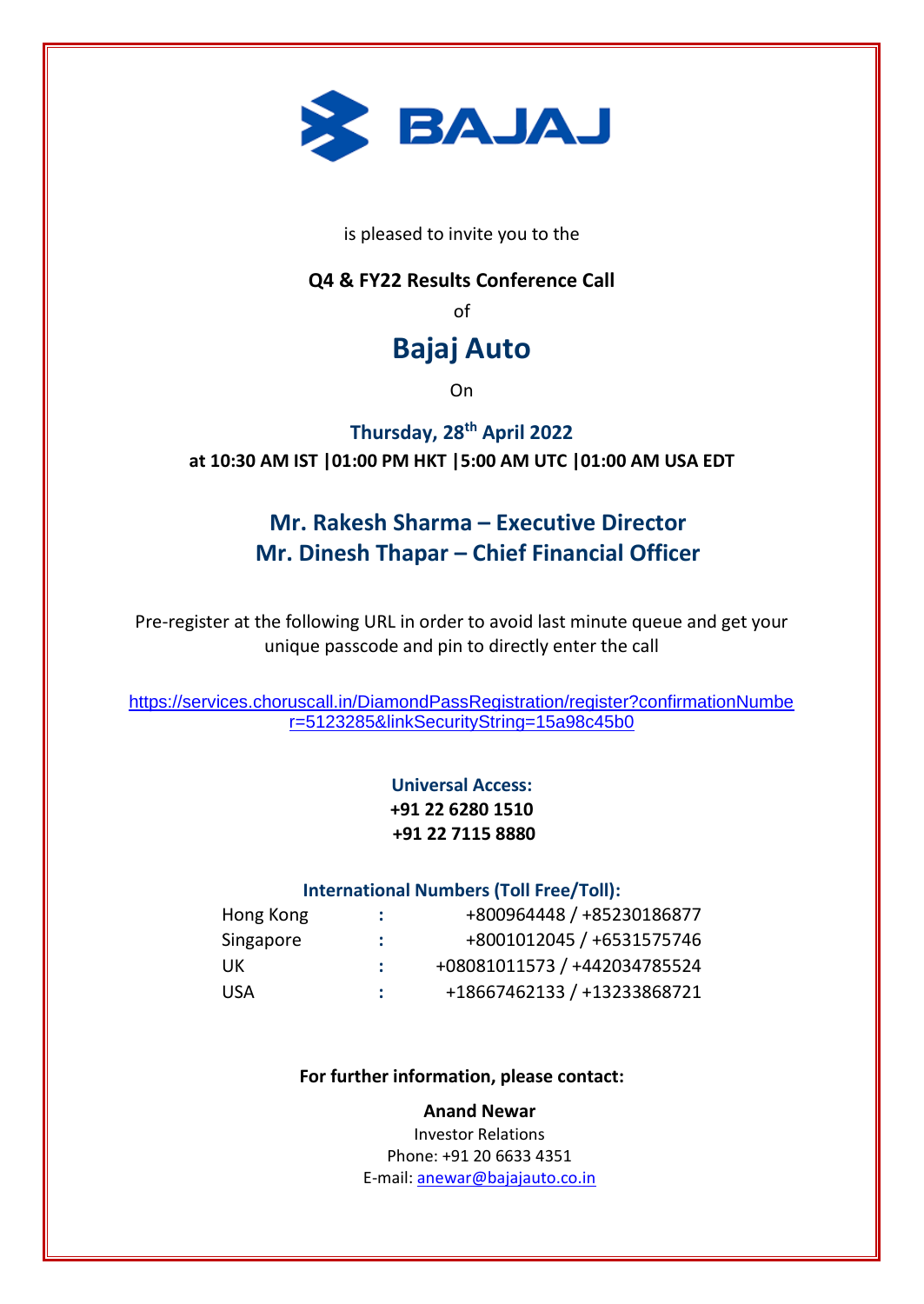BAJAJ

is pleased to invite you to the

**Q4 & FY22 Results Conference Call**

of

# Bajaj Auto

On

**Thursday, 28th April 2022**

**at 10:30 AM IST |01:00 PM HKT |5:00 AM UTC |01:00 AM USA EDT**

## Mr. Rakesh Sharma – Executive Director
## Mr. Dinesh Thapar – Chief Financial Officer

Pre-register at the following URL in order to avoid last minute queue and get your unique passcode and pin to directly enter the call

https://services.choruscall.in/DiamondPassRegistration/register?confirmationNumber=5123285&linkSecurityString=15a98c45b0

**Universal Access:**
**+91 22 6280 1510**
**+91 22 7115 8880**

**International Numbers (Toll Free/Toll):**

| | | |
|---|---|---|
| Hong Kong | : | +800964448 / +85230186877 |
| Singapore | : | +8001012045 / +6531575746 |
| UK | : | +08081011573 / +442034785524 |
| USA | : | +18667462133 / +13233868721 |

**For further information, please contact:**

**Anand Newar**
Investor Relations
Phone: +91 20 6633 4351
E-mail: anewar@bajajauto.co.in